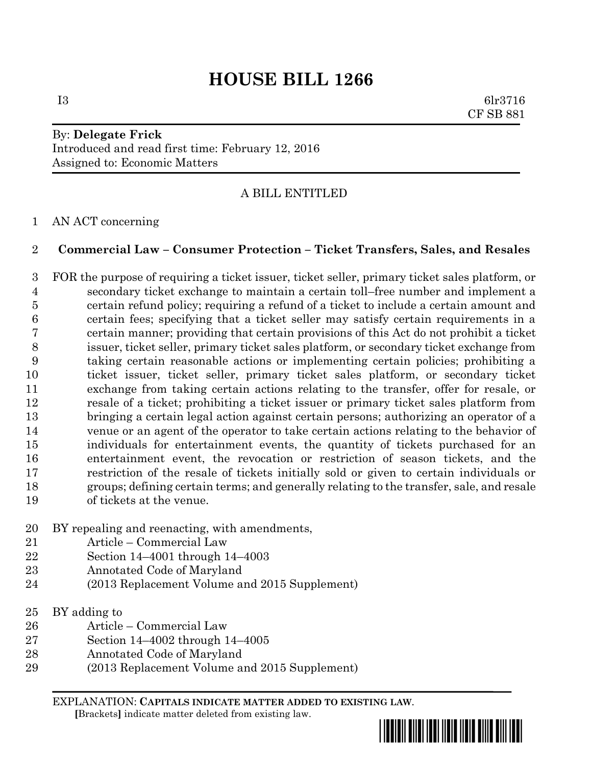# HOUSE BILL 1266

I3 6lr3716
CF SB 881

By: **Delegate Frick**
Introduced and read first time: February 12, 2016
Assigned to: Economic Matters

A BILL ENTITLED

AN ACT concerning

## Commercial Law – Consumer Protection – Ticket Transfers, Sales, and Resales

FOR the purpose of requiring a ticket issuer, ticket seller, primary ticket sales platform, or secondary ticket exchange to maintain a certain toll–free number and implement a certain refund policy; requiring a refund of a ticket to include a certain amount and certain fees; specifying that a ticket seller may satisfy certain requirements in a certain manner; providing that certain provisions of this Act do not prohibit a ticket issuer, ticket seller, primary ticket sales platform, or secondary ticket exchange from taking certain reasonable actions or implementing certain policies; prohibiting a ticket issuer, ticket seller, primary ticket sales platform, or secondary ticket exchange from taking certain actions relating to the transfer, offer for resale, or resale of a ticket; prohibiting a ticket issuer or primary ticket sales platform from bringing a certain legal action against certain persons; authorizing an operator of a venue or an agent of the operator to take certain actions relating to the behavior of individuals for entertainment events, the quantity of tickets purchased for an entertainment event, the revocation or restriction of season tickets, and the restriction of the resale of tickets initially sold or given to certain individuals or groups; defining certain terms; and generally relating to the transfer, sale, and resale of tickets at the venue.

BY repealing and reenacting, with amendments,
Article – Commercial Law
Section 14–4001 through 14–4003
Annotated Code of Maryland
(2013 Replacement Volume and 2015 Supplement)

BY adding to
Article – Commercial Law
Section 14–4002 through 14–4005
Annotated Code of Maryland
(2013 Replacement Volume and 2015 Supplement)

EXPLANATION: **CAPITALS INDICATE MATTER ADDED TO EXISTING LAW**.
**[**Brackets**]** indicate matter deleted from existing law.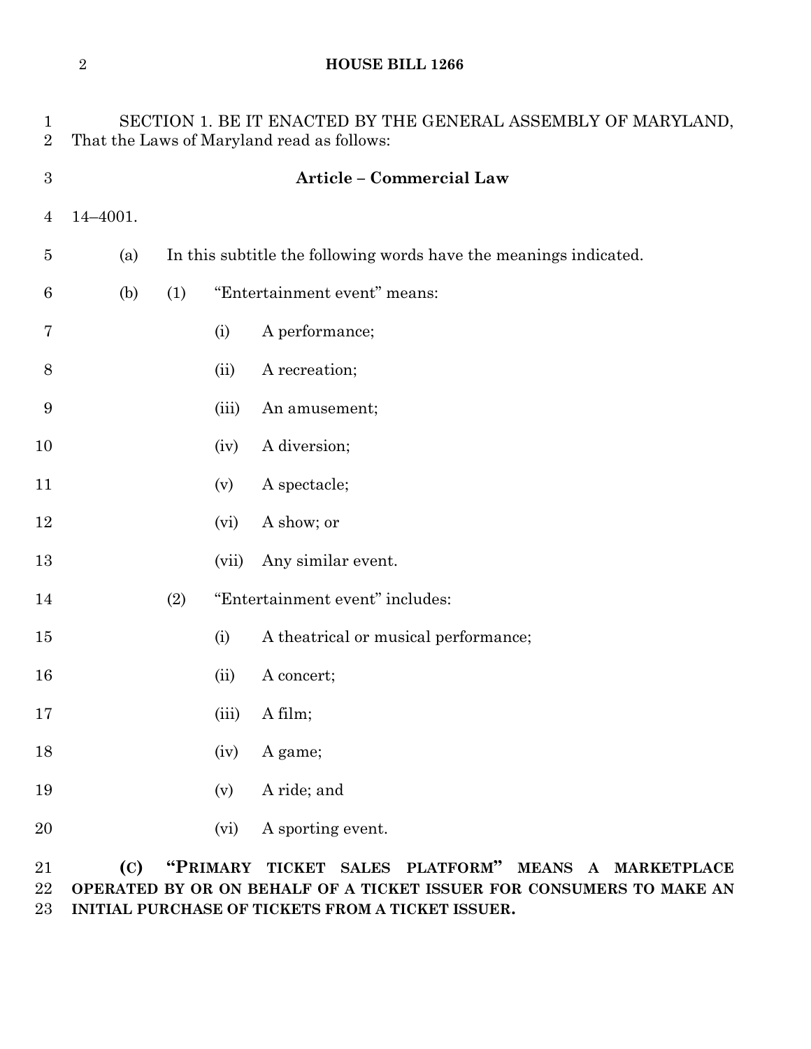SECTION 1. BE IT ENACTED BY THE GENERAL ASSEMBLY OF MARYLAND, That the Laws of Maryland read as follows:

**Article – Commercial Law**

14–4001.

(a) In this subtitle the following words have the meanings indicated.

(b) (1) "Entertainment event" means:

(i) A performance;

(ii) A recreation;

(iii) An amusement;

(iv) A diversion;

(v) A spectacle;

(vi) A show; or

(vii) Any similar event.

(2) "Entertainment event" includes:

(i) A theatrical or musical performance;

(ii) A concert;

(iii) A film;

(iv) A game;

(v) A ride; and

(vi) A sporting event.

**(C) "PRIMARY TICKET SALES PLATFORM" MEANS A MARKETPLACE OPERATED BY OR ON BEHALF OF A TICKET ISSUER FOR CONSUMERS TO MAKE AN INITIAL PURCHASE OF TICKETS FROM A TICKET ISSUER.**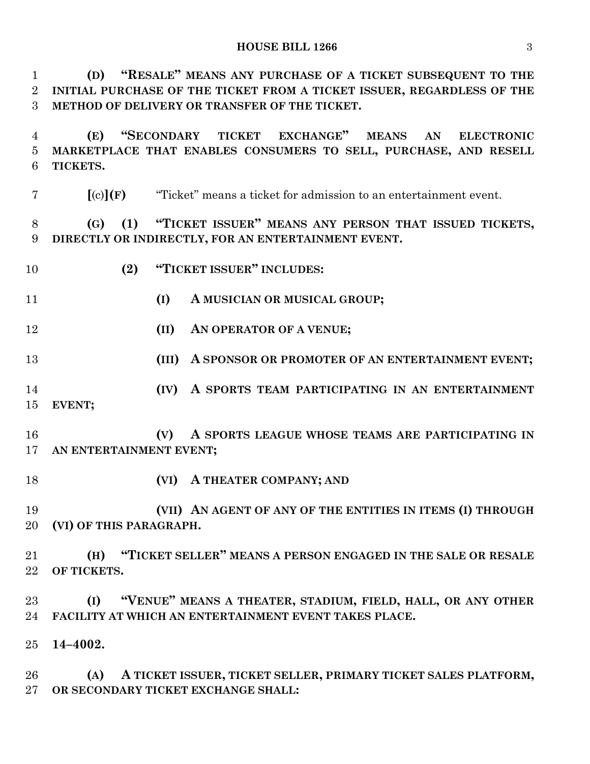**(D) "RESALE" MEANS ANY PURCHASE OF A TICKET SUBSEQUENT TO THE INITIAL PURCHASE OF THE TICKET FROM A TICKET ISSUER, REGARDLESS OF THE METHOD OF DELIVERY OR TRANSFER OF THE TICKET.**

**(E) "SECONDARY TICKET EXCHANGE" MEANS AN ELECTRONIC MARKETPLACE THAT ENABLES CONSUMERS TO SELL, PURCHASE, AND RESELL TICKETS.**

**[**(c)**](F)** "Ticket" means a ticket for admission to an entertainment event.

**(G) (1) "TICKET ISSUER" MEANS ANY PERSON THAT ISSUED TICKETS, DIRECTLY OR INDIRECTLY, FOR AN ENTERTAINMENT EVENT.**

**(2) "TICKET ISSUER" INCLUDES:**

**(I) A MUSICIAN OR MUSICAL GROUP;**

**(II) AN OPERATOR OF A VENUE;**

**(III) A SPONSOR OR PROMOTER OF AN ENTERTAINMENT EVENT;**

**(IV) A SPORTS TEAM PARTICIPATING IN AN ENTERTAINMENT EVENT;**

**(V) A SPORTS LEAGUE WHOSE TEAMS ARE PARTICIPATING IN AN ENTERTAINMENT EVENT;**

**(VI) A THEATER COMPANY; AND**

**(VII) AN AGENT OF ANY OF THE ENTITIES IN ITEMS (I) THROUGH (VI) OF THIS PARAGRAPH.**

**(H) "TICKET SELLER" MEANS A PERSON ENGAGED IN THE SALE OR RESALE OF TICKETS.**

**(I) "VENUE" MEANS A THEATER, STADIUM, FIELD, HALL, OR ANY OTHER FACILITY AT WHICH AN ENTERTAINMENT EVENT TAKES PLACE.**

**14–4002.**

**(A) A TICKET ISSUER, TICKET SELLER, PRIMARY TICKET SALES PLATFORM, OR SECONDARY TICKET EXCHANGE SHALL:**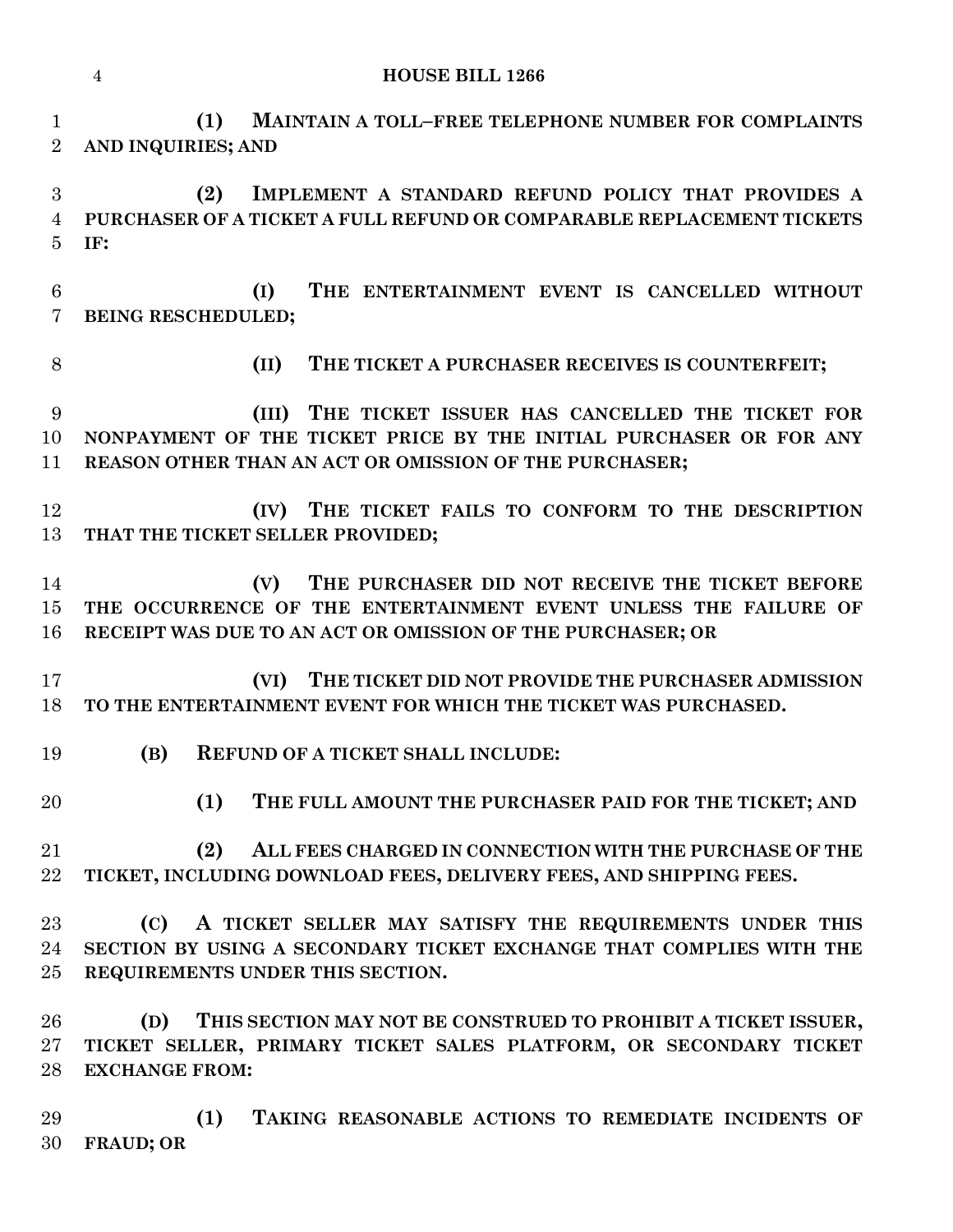**(1) MAINTAIN A TOLL–FREE TELEPHONE NUMBER FOR COMPLAINTS AND INQUIRIES; AND**

**(2) IMPLEMENT A STANDARD REFUND POLICY THAT PROVIDES A PURCHASER OF A TICKET A FULL REFUND OR COMPARABLE REPLACEMENT TICKETS IF:**

**(I) THE ENTERTAINMENT EVENT IS CANCELLED WITHOUT BEING RESCHEDULED;**

**(II) THE TICKET A PURCHASER RECEIVES IS COUNTERFEIT;**

**(III) THE TICKET ISSUER HAS CANCELLED THE TICKET FOR NONPAYMENT OF THE TICKET PRICE BY THE INITIAL PURCHASER OR FOR ANY REASON OTHER THAN AN ACT OR OMISSION OF THE PURCHASER;**

**(IV) THE TICKET FAILS TO CONFORM TO THE DESCRIPTION THAT THE TICKET SELLER PROVIDED;**

**(V) THE PURCHASER DID NOT RECEIVE THE TICKET BEFORE THE OCCURRENCE OF THE ENTERTAINMENT EVENT UNLESS THE FAILURE OF RECEIPT WAS DUE TO AN ACT OR OMISSION OF THE PURCHASER; OR**

**(VI) THE TICKET DID NOT PROVIDE THE PURCHASER ADMISSION TO THE ENTERTAINMENT EVENT FOR WHICH THE TICKET WAS PURCHASED.**

**(B) REFUND OF A TICKET SHALL INCLUDE:**

**(1) THE FULL AMOUNT THE PURCHASER PAID FOR THE TICKET; AND**

**(2) ALL FEES CHARGED IN CONNECTION WITH THE PURCHASE OF THE TICKET, INCLUDING DOWNLOAD FEES, DELIVERY FEES, AND SHIPPING FEES.**

**(C) A TICKET SELLER MAY SATISFY THE REQUIREMENTS UNDER THIS SECTION BY USING A SECONDARY TICKET EXCHANGE THAT COMPLIES WITH THE REQUIREMENTS UNDER THIS SECTION.**

**(D) THIS SECTION MAY NOT BE CONSTRUED TO PROHIBIT A TICKET ISSUER, TICKET SELLER, PRIMARY TICKET SALES PLATFORM, OR SECONDARY TICKET EXCHANGE FROM:**

**(1) TAKING REASONABLE ACTIONS TO REMEDIATE INCIDENTS OF FRAUD; OR**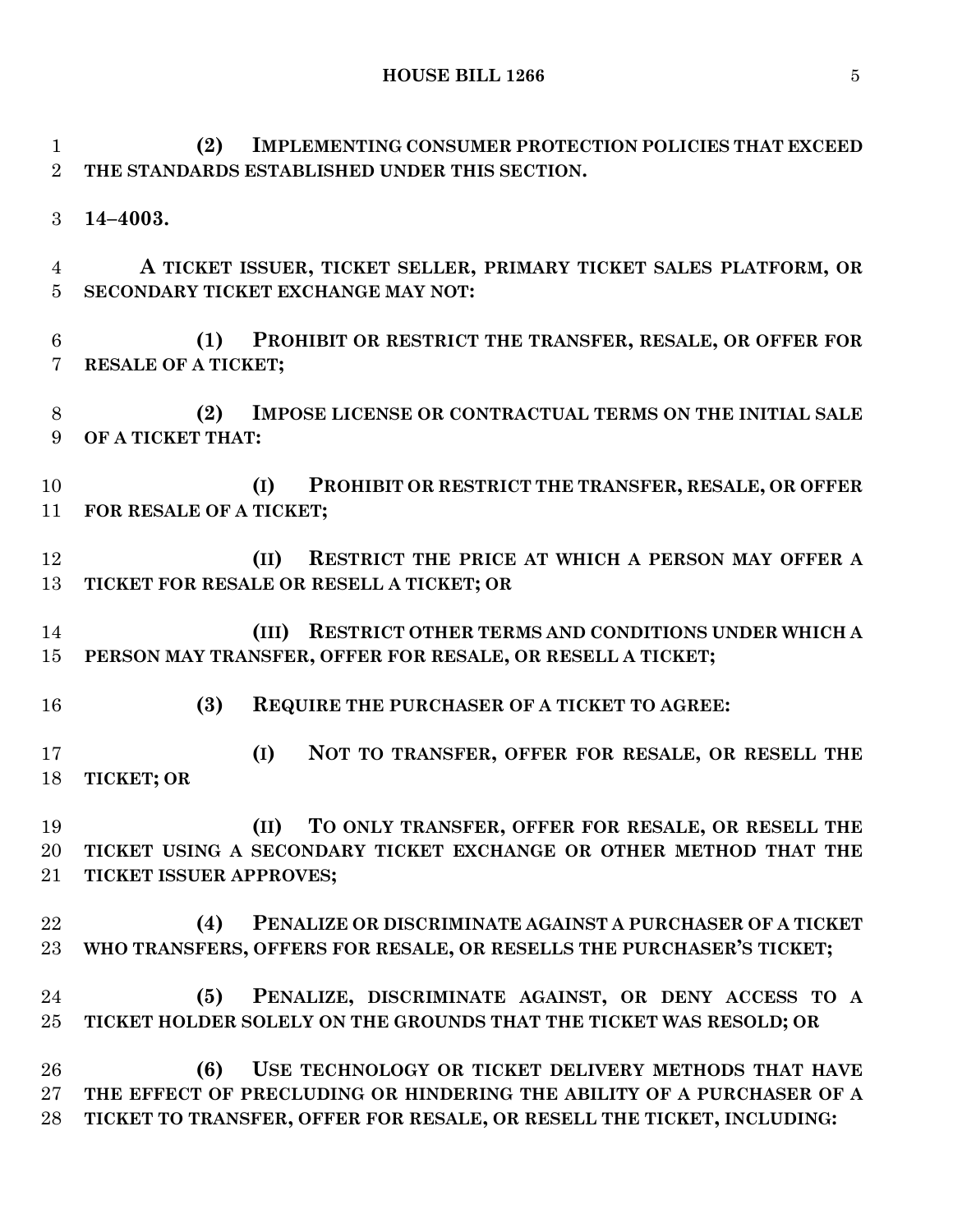**(2) IMPLEMENTING CONSUMER PROTECTION POLICIES THAT EXCEED THE STANDARDS ESTABLISHED UNDER THIS SECTION.**

**14–4003.**

**A TICKET ISSUER, TICKET SELLER, PRIMARY TICKET SALES PLATFORM, OR SECONDARY TICKET EXCHANGE MAY NOT:**

**(1) PROHIBIT OR RESTRICT THE TRANSFER, RESALE, OR OFFER FOR RESALE OF A TICKET;**

**(2) IMPOSE LICENSE OR CONTRACTUAL TERMS ON THE INITIAL SALE OF A TICKET THAT:**

**(I) PROHIBIT OR RESTRICT THE TRANSFER, RESALE, OR OFFER FOR RESALE OF A TICKET;**

**(II) RESTRICT THE PRICE AT WHICH A PERSON MAY OFFER A TICKET FOR RESALE OR RESELL A TICKET; OR**

**(III) RESTRICT OTHER TERMS AND CONDITIONS UNDER WHICH A PERSON MAY TRANSFER, OFFER FOR RESALE, OR RESELL A TICKET;**

**(3) REQUIRE THE PURCHASER OF A TICKET TO AGREE:**

**(I) NOT TO TRANSFER, OFFER FOR RESALE, OR RESELL THE TICKET; OR**

**(II) TO ONLY TRANSFER, OFFER FOR RESALE, OR RESELL THE TICKET USING A SECONDARY TICKET EXCHANGE OR OTHER METHOD THAT THE TICKET ISSUER APPROVES;**

**(4) PENALIZE OR DISCRIMINATE AGAINST A PURCHASER OF A TICKET WHO TRANSFERS, OFFERS FOR RESALE, OR RESELLS THE PURCHASER'S TICKET;**

**(5) PENALIZE, DISCRIMINATE AGAINST, OR DENY ACCESS TO A TICKET HOLDER SOLELY ON THE GROUNDS THAT THE TICKET WAS RESOLD; OR**

**(6) USE TECHNOLOGY OR TICKET DELIVERY METHODS THAT HAVE THE EFFECT OF PRECLUDING OR HINDERING THE ABILITY OF A PURCHASER OF A TICKET TO TRANSFER, OFFER FOR RESALE, OR RESELL THE TICKET, INCLUDING:**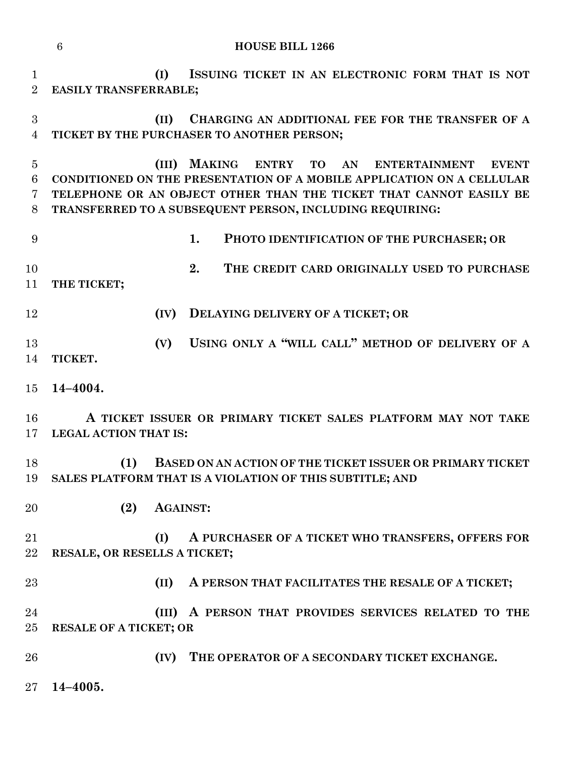**(I) ISSUING TICKET IN AN ELECTRONIC FORM THAT IS NOT EASILY TRANSFERRABLE;**

**(II) CHARGING AN ADDITIONAL FEE FOR THE TRANSFER OF A TICKET BY THE PURCHASER TO ANOTHER PERSON;**

**(III) MAKING ENTRY TO AN ENTERTAINMENT EVENT CONDITIONED ON THE PRESENTATION OF A MOBILE APPLICATION ON A CELLULAR TELEPHONE OR AN OBJECT OTHER THAN THE TICKET THAT CANNOT EASILY BE TRANSFERRED TO A SUBSEQUENT PERSON, INCLUDING REQUIRING:**

**1. PHOTO IDENTIFICATION OF THE PURCHASER; OR**

**2. THE CREDIT CARD ORIGINALLY USED TO PURCHASE THE TICKET;**

**(IV) DELAYING DELIVERY OF A TICKET; OR**

**(V) USING ONLY A "WILL CALL" METHOD OF DELIVERY OF A TICKET.**

**14–4004.**

**A TICKET ISSUER OR PRIMARY TICKET SALES PLATFORM MAY NOT TAKE LEGAL ACTION THAT IS:**

**(1) BASED ON AN ACTION OF THE TICKET ISSUER OR PRIMARY TICKET SALES PLATFORM THAT IS A VIOLATION OF THIS SUBTITLE; AND**

**(2) AGAINST:**

**(I) A PURCHASER OF A TICKET WHO TRANSFERS, OFFERS FOR RESALE, OR RESELLS A TICKET;**

**(II) A PERSON THAT FACILITATES THE RESALE OF A TICKET;**

**(III) A PERSON THAT PROVIDES SERVICES RELATED TO THE RESALE OF A TICKET; OR**

**(IV) THE OPERATOR OF A SECONDARY TICKET EXCHANGE.**

**14–4005.**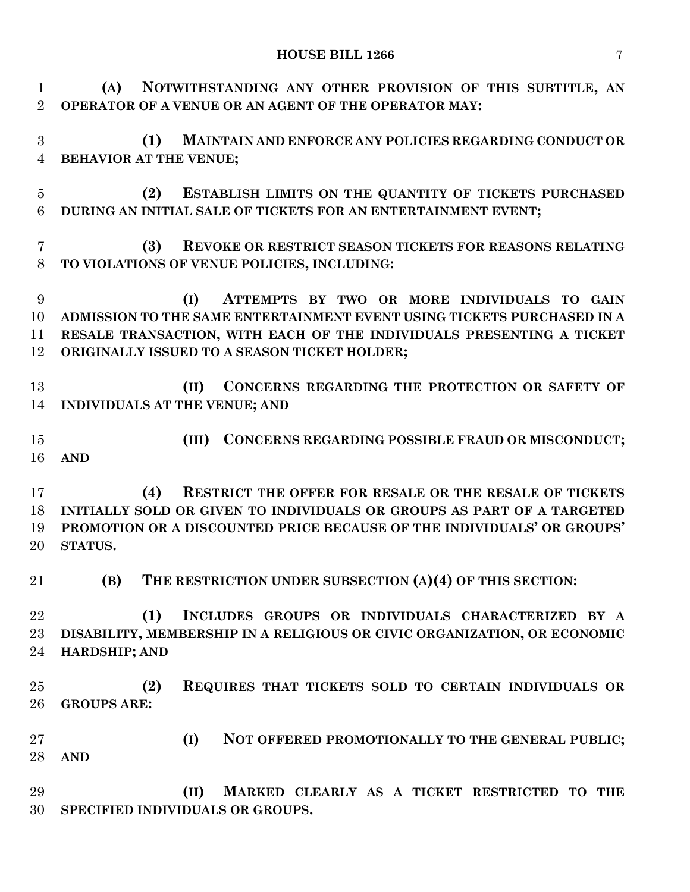**(A) NOTWITHSTANDING ANY OTHER PROVISION OF THIS SUBTITLE, AN OPERATOR OF A VENUE OR AN AGENT OF THE OPERATOR MAY:**

**(1) MAINTAIN AND ENFORCE ANY POLICIES REGARDING CONDUCT OR BEHAVIOR AT THE VENUE;**

**(2) ESTABLISH LIMITS ON THE QUANTITY OF TICKETS PURCHASED DURING AN INITIAL SALE OF TICKETS FOR AN ENTERTAINMENT EVENT;**

**(3) REVOKE OR RESTRICT SEASON TICKETS FOR REASONS RELATING TO VIOLATIONS OF VENUE POLICIES, INCLUDING:**

**(I) ATTEMPTS BY TWO OR MORE INDIVIDUALS TO GAIN ADMISSION TO THE SAME ENTERTAINMENT EVENT USING TICKETS PURCHASED IN A RESALE TRANSACTION, WITH EACH OF THE INDIVIDUALS PRESENTING A TICKET ORIGINALLY ISSUED TO A SEASON TICKET HOLDER;**

**(II) CONCERNS REGARDING THE PROTECTION OR SAFETY OF INDIVIDUALS AT THE VENUE; AND**

**(III) CONCERNS REGARDING POSSIBLE FRAUD OR MISCONDUCT; AND**

**(4) RESTRICT THE OFFER FOR RESALE OR THE RESALE OF TICKETS INITIALLY SOLD OR GIVEN TO INDIVIDUALS OR GROUPS AS PART OF A TARGETED PROMOTION OR A DISCOUNTED PRICE BECAUSE OF THE INDIVIDUALS' OR GROUPS' STATUS.**

**(B) THE RESTRICTION UNDER SUBSECTION (A)(4) OF THIS SECTION:**

**(1) INCLUDES GROUPS OR INDIVIDUALS CHARACTERIZED BY A DISABILITY, MEMBERSHIP IN A RELIGIOUS OR CIVIC ORGANIZATION, OR ECONOMIC HARDSHIP; AND**

**(2) REQUIRES THAT TICKETS SOLD TO CERTAIN INDIVIDUALS OR GROUPS ARE:**

**(I) NOT OFFERED PROMOTIONALLY TO THE GENERAL PUBLIC; AND**

**(II) MARKED CLEARLY AS A TICKET RESTRICTED TO THE SPECIFIED INDIVIDUALS OR GROUPS.**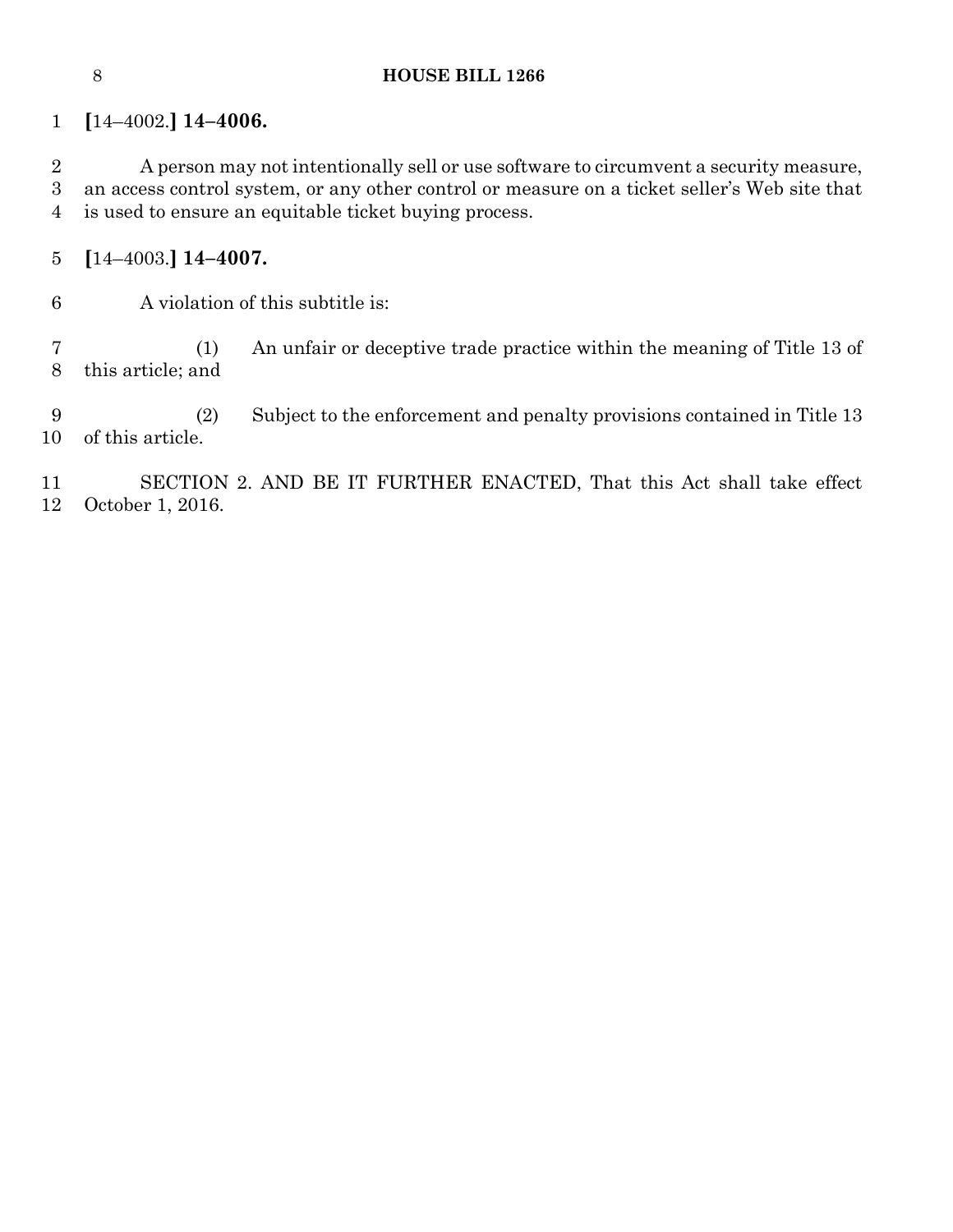**[**14–4002.**] 14–4006.**

A person may not intentionally sell or use software to circumvent a security measure, an access control system, or any other control or measure on a ticket seller's Web site that is used to ensure an equitable ticket buying process.

**[**14–4003.**] 14–4007.**

A violation of this subtitle is:

(1) An unfair or deceptive trade practice within the meaning of Title 13 of this article; and

(2) Subject to the enforcement and penalty provisions contained in Title 13 of this article.

SECTION 2. AND BE IT FURTHER ENACTED, That this Act shall take effect October 1, 2016.